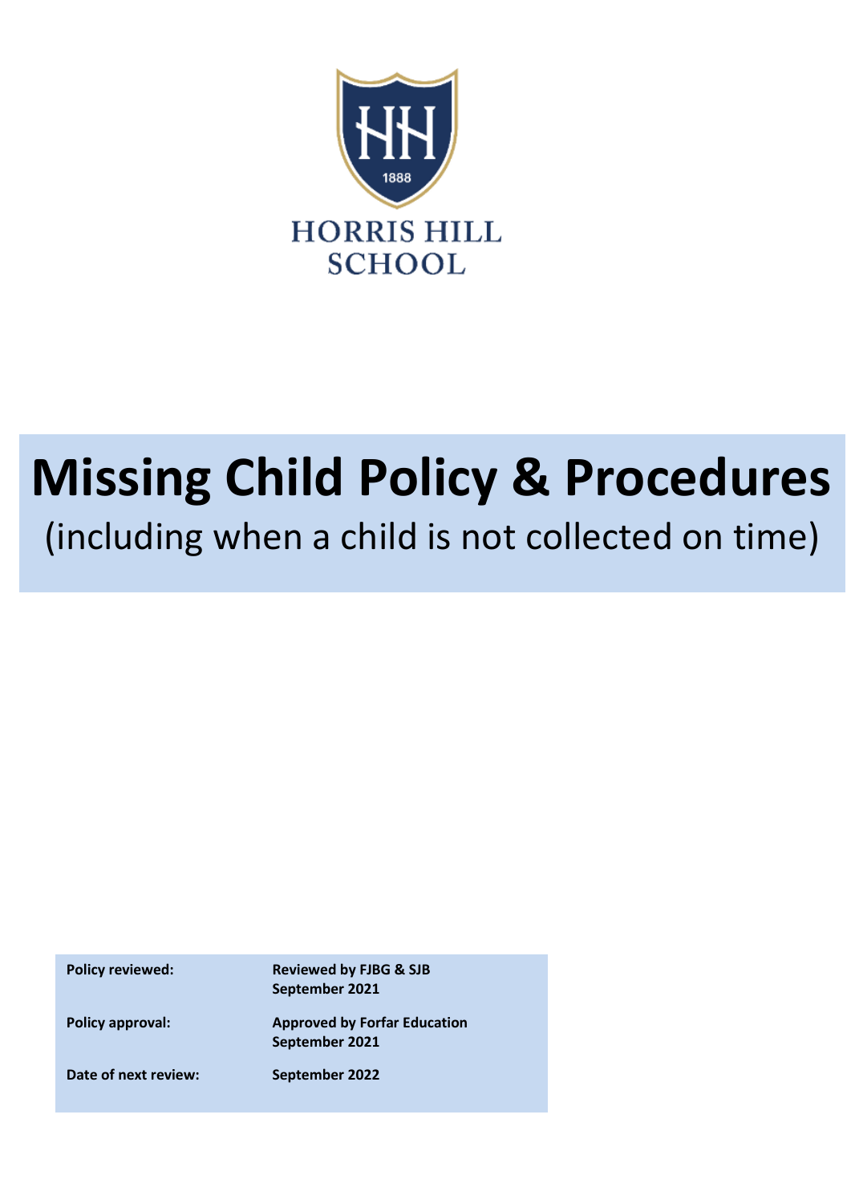HORRIS HILL SCHOOL

# Missing Child Policy & Procedures

(including when a child is not collected on time)

| | |
|---|---|
| **Policy reviewed:** | **Reviewed by FJBG & SJB September 2021** |
| **Policy approval:** | **Approved by Forfar Education September 2021** |
| **Date of next review:** | **September 2022** |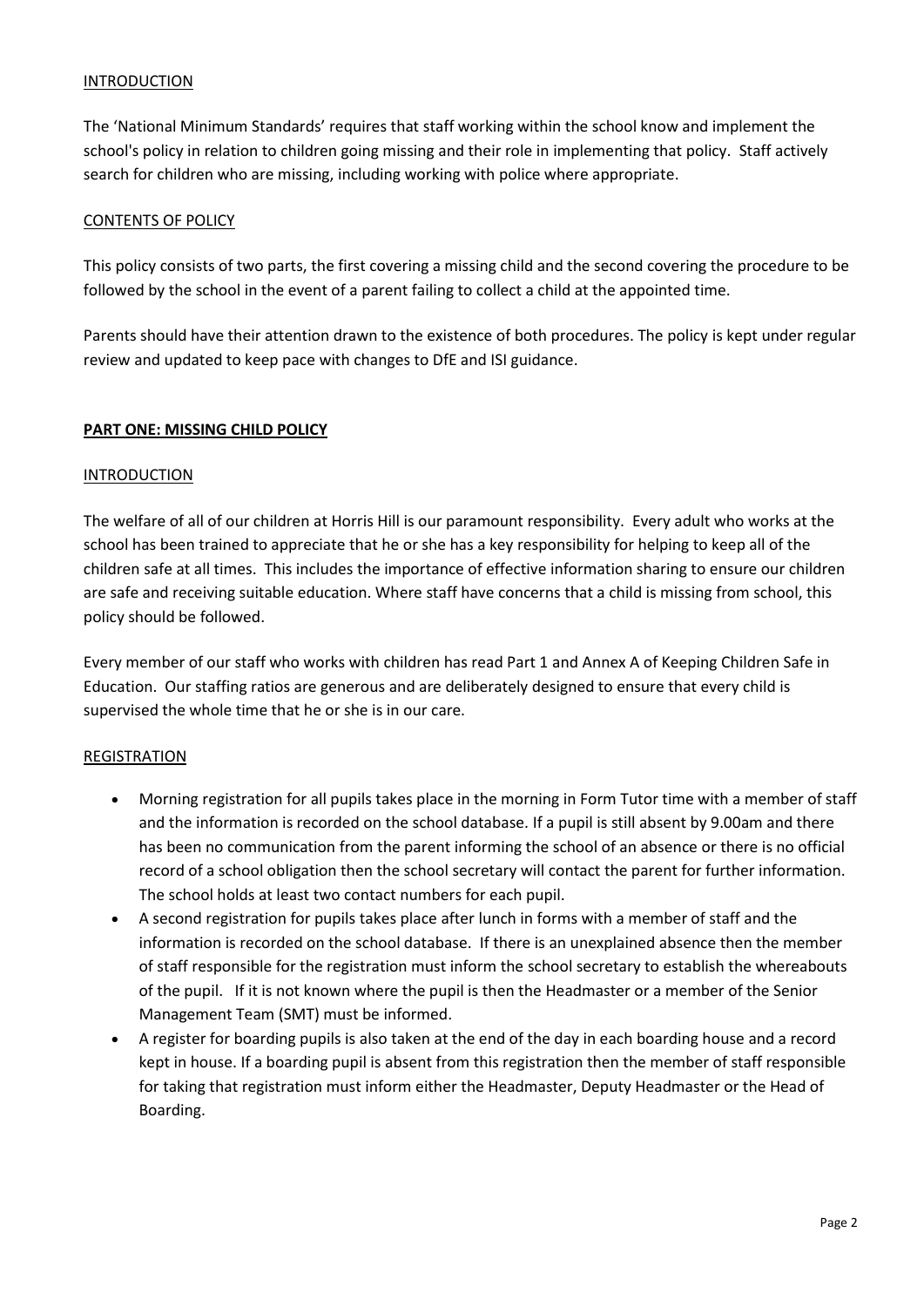## INTRODUCTION

The 'National Minimum Standards' requires that staff working within the school know and implement the school's policy in relation to children going missing and their role in implementing that policy. Staff actively search for children who are missing, including working with police where appropriate.

## CONTENTS OF POLICY

This policy consists of two parts, the first covering a missing child and the second covering the procedure to be followed by the school in the event of a parent failing to collect a child at the appointed time.

Parents should have their attention drawn to the existence of both procedures. The policy is kept under regular review and updated to keep pace with changes to DfE and ISI guidance.

# PART ONE: MISSING CHILD POLICY

## INTRODUCTION

The welfare of all of our children at Horris Hill is our paramount responsibility. Every adult who works at the school has been trained to appreciate that he or she has a key responsibility for helping to keep all of the children safe at all times. This includes the importance of effective information sharing to ensure our children are safe and receiving suitable education. Where staff have concerns that a child is missing from school, this policy should be followed.

Every member of our staff who works with children has read Part 1 and Annex A of Keeping Children Safe in Education. Our staffing ratios are generous and are deliberately designed to ensure that every child is supervised the whole time that he or she is in our care.

## REGISTRATION

- Morning registration for all pupils takes place in the morning in Form Tutor time with a member of staff and the information is recorded on the school database. If a pupil is still absent by 9.00am and there has been no communication from the parent informing the school of an absence or there is no official record of a school obligation then the school secretary will contact the parent for further information. The school holds at least two contact numbers for each pupil.
- A second registration for pupils takes place after lunch in forms with a member of staff and the information is recorded on the school database. If there is an unexplained absence then the member of staff responsible for the registration must inform the school secretary to establish the whereabouts of the pupil. If it is not known where the pupil is then the Headmaster or a member of the Senior Management Team (SMT) must be informed.
- A register for boarding pupils is also taken at the end of the day in each boarding house and a record kept in house. If a boarding pupil is absent from this registration then the member of staff responsible for taking that registration must inform either the Headmaster, Deputy Headmaster or the Head of Boarding.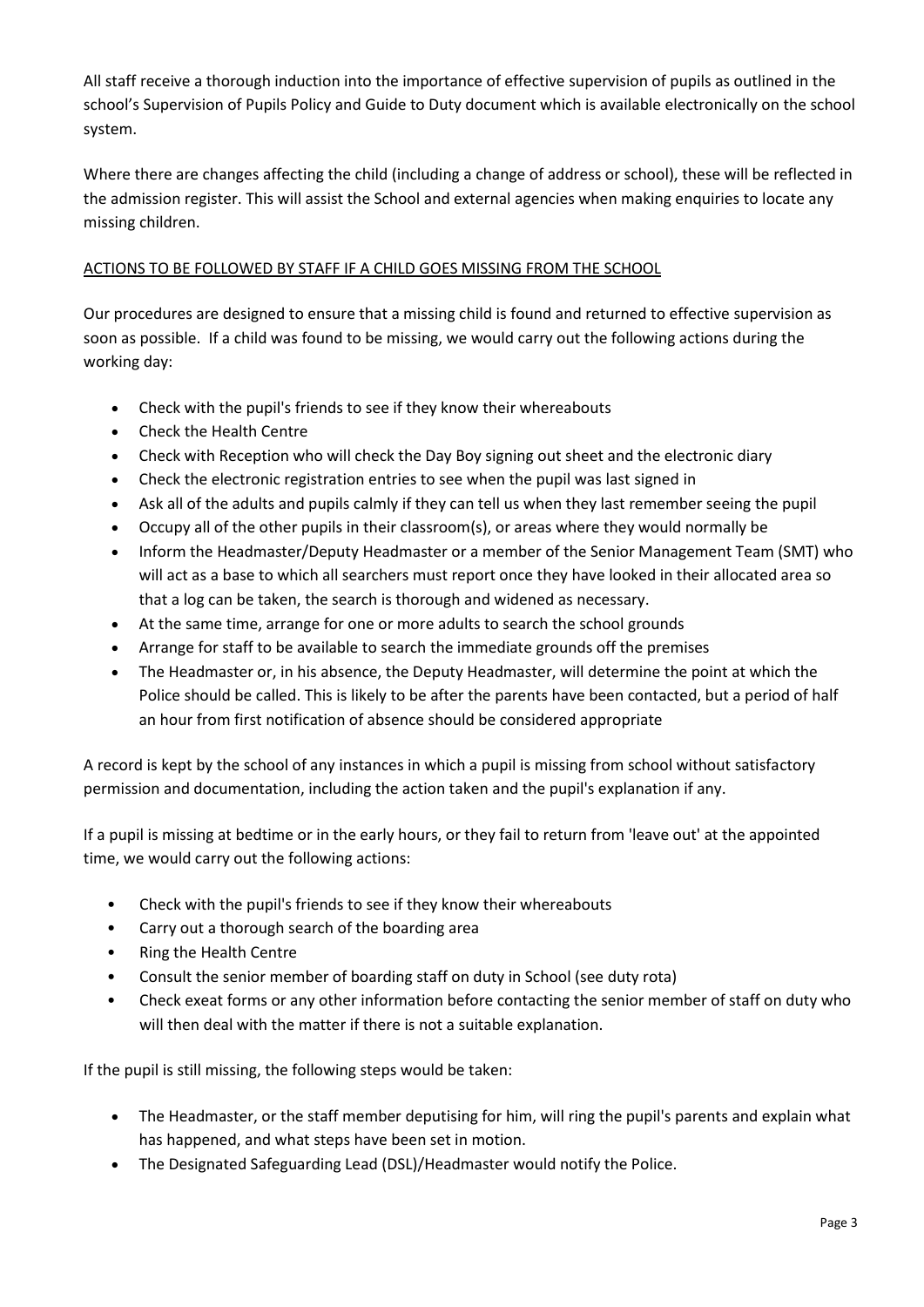All staff receive a thorough induction into the importance of effective supervision of pupils as outlined in the school's Supervision of Pupils Policy and Guide to Duty document which is available electronically on the school system.

Where there are changes affecting the child (including a change of address or school), these will be reflected in the admission register. This will assist the School and external agencies when making enquiries to locate any missing children.

<u>ACTIONS TO BE FOLLOWED BY STAFF IF A CHILD GOES MISSING FROM THE SCHOOL</u>

Our procedures are designed to ensure that a missing child is found and returned to effective supervision as soon as possible. If a child was found to be missing, we would carry out the following actions during the working day:

- Check with the pupil's friends to see if they know their whereabouts
- Check the Health Centre
- Check with Reception who will check the Day Boy signing out sheet and the electronic diary
- Check the electronic registration entries to see when the pupil was last signed in
- Ask all of the adults and pupils calmly if they can tell us when they last remember seeing the pupil
- Occupy all of the other pupils in their classroom(s), or areas where they would normally be
- Inform the Headmaster/Deputy Headmaster or a member of the Senior Management Team (SMT) who will act as a base to which all searchers must report once they have looked in their allocated area so that a log can be taken, the search is thorough and widened as necessary.
- At the same time, arrange for one or more adults to search the school grounds
- Arrange for staff to be available to search the immediate grounds off the premises
- The Headmaster or, in his absence, the Deputy Headmaster, will determine the point at which the Police should be called. This is likely to be after the parents have been contacted, but a period of half an hour from first notification of absence should be considered appropriate

A record is kept by the school of any instances in which a pupil is missing from school without satisfactory permission and documentation, including the action taken and the pupil's explanation if any.

If a pupil is missing at bedtime or in the early hours, or they fail to return from 'leave out' at the appointed time, we would carry out the following actions:

- Check with the pupil's friends to see if they know their whereabouts
- Carry out a thorough search of the boarding area
- Ring the Health Centre
- Consult the senior member of boarding staff on duty in School (see duty rota)
- Check exeat forms or any other information before contacting the senior member of staff on duty who will then deal with the matter if there is not a suitable explanation.

If the pupil is still missing, the following steps would be taken:

- The Headmaster, or the staff member deputising for him, will ring the pupil's parents and explain what has happened, and what steps have been set in motion.
- The Designated Safeguarding Lead (DSL)/Headmaster would notify the Police.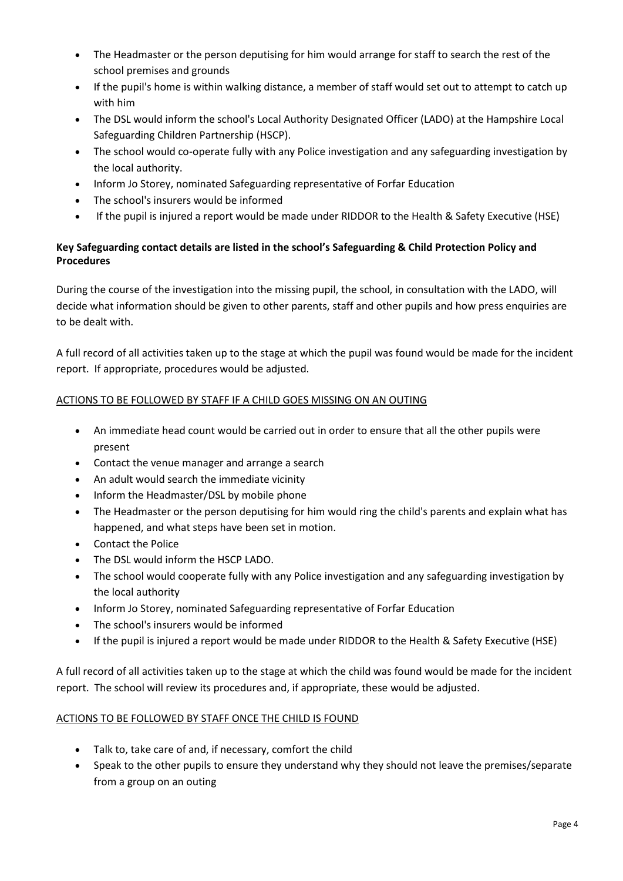- The Headmaster or the person deputising for him would arrange for staff to search the rest of the school premises and grounds
- If the pupil's home is within walking distance, a member of staff would set out to attempt to catch up with him
- The DSL would inform the school's Local Authority Designated Officer (LADO) at the Hampshire Local Safeguarding Children Partnership (HSCP).
- The school would co-operate fully with any Police investigation and any safeguarding investigation by the local authority.
- Inform Jo Storey, nominated Safeguarding representative of Forfar Education
- The school's insurers would be informed
- If the pupil is injured a report would be made under RIDDOR to the Health & Safety Executive (HSE)

**Key Safeguarding contact details are listed in the school's Safeguarding & Child Protection Policy and Procedures**

During the course of the investigation into the missing pupil, the school, in consultation with the LADO, will decide what information should be given to other parents, staff and other pupils and how press enquiries are to be dealt with.

A full record of all activities taken up to the stage at which the pupil was found would be made for the incident report. If appropriate, procedures would be adjusted.

<u>ACTIONS TO BE FOLLOWED BY STAFF IF A CHILD GOES MISSING ON AN OUTING</u>

- An immediate head count would be carried out in order to ensure that all the other pupils were present
- Contact the venue manager and arrange a search
- An adult would search the immediate vicinity
- Inform the Headmaster/DSL by mobile phone
- The Headmaster or the person deputising for him would ring the child's parents and explain what has happened, and what steps have been set in motion.
- Contact the Police
- The DSL would inform the HSCP LADO.
- The school would cooperate fully with any Police investigation and any safeguarding investigation by the local authority
- Inform Jo Storey, nominated Safeguarding representative of Forfar Education
- The school's insurers would be informed
- If the pupil is injured a report would be made under RIDDOR to the Health & Safety Executive (HSE)

A full record of all activities taken up to the stage at which the child was found would be made for the incident report. The school will review its procedures and, if appropriate, these would be adjusted.

<u>ACTIONS TO BE FOLLOWED BY STAFF ONCE THE CHILD IS FOUND</u>

- Talk to, take care of and, if necessary, comfort the child
- Speak to the other pupils to ensure they understand why they should not leave the premises/separate from a group on an outing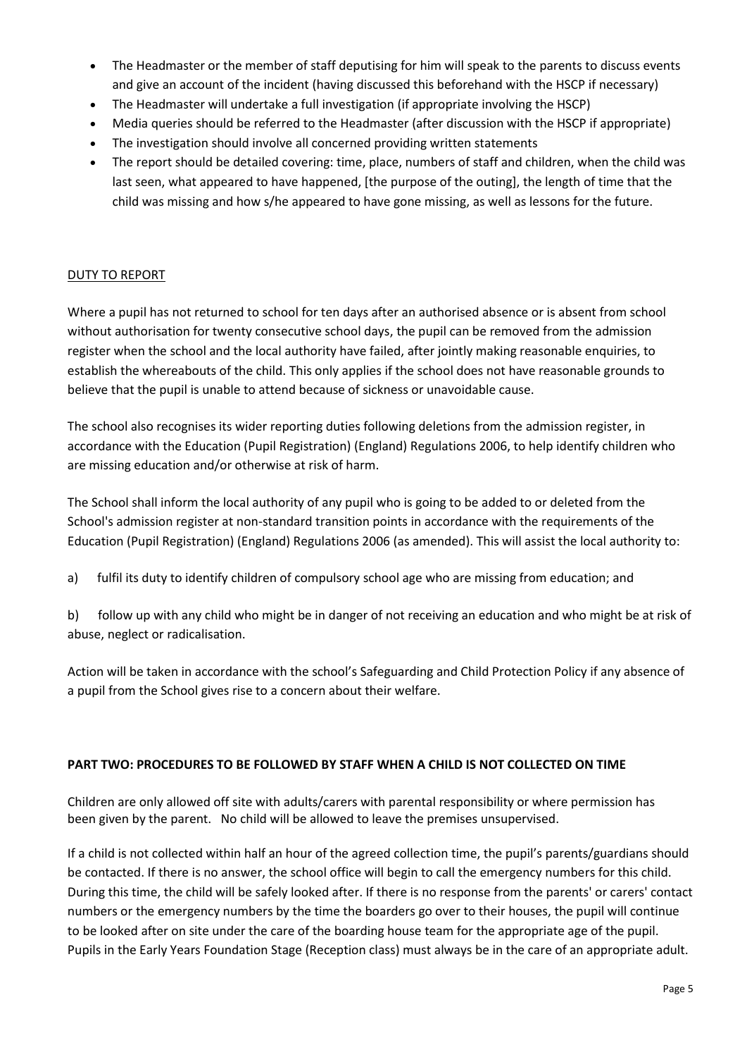- The Headmaster or the member of staff deputising for him will speak to the parents to discuss events and give an account of the incident (having discussed this beforehand with the HSCP if necessary)
- The Headmaster will undertake a full investigation (if appropriate involving the HSCP)
- Media queries should be referred to the Headmaster (after discussion with the HSCP if appropriate)
- The investigation should involve all concerned providing written statements
- The report should be detailed covering: time, place, numbers of staff and children, when the child was last seen, what appeared to have happened, [the purpose of the outing], the length of time that the child was missing and how s/he appeared to have gone missing, as well as lessons for the future.

<u>DUTY TO REPORT</u>

Where a pupil has not returned to school for ten days after an authorised absence or is absent from school without authorisation for twenty consecutive school days, the pupil can be removed from the admission register when the school and the local authority have failed, after jointly making reasonable enquiries, to establish the whereabouts of the child. This only applies if the school does not have reasonable grounds to believe that the pupil is unable to attend because of sickness or unavoidable cause.

The school also recognises its wider reporting duties following deletions from the admission register, in accordance with the Education (Pupil Registration) (England) Regulations 2006, to help identify children who are missing education and/or otherwise at risk of harm.

The School shall inform the local authority of any pupil who is going to be added to or deleted from the School's admission register at non-standard transition points in accordance with the requirements of the Education (Pupil Registration) (England) Regulations 2006 (as amended). This will assist the local authority to:

a) fulfil its duty to identify children of compulsory school age who are missing from education; and

b) follow up with any child who might be in danger of not receiving an education and who might be at risk of abuse, neglect or radicalisation.

Action will be taken in accordance with the school's Safeguarding and Child Protection Policy if any absence of a pupil from the School gives rise to a concern about their welfare.

**PART TWO: PROCEDURES TO BE FOLLOWED BY STAFF WHEN A CHILD IS NOT COLLECTED ON TIME**

Children are only allowed off site with adults/carers with parental responsibility or where permission has been given by the parent. No child will be allowed to leave the premises unsupervised.

If a child is not collected within half an hour of the agreed collection time, the pupil's parents/guardians should be contacted. If there is no answer, the school office will begin to call the emergency numbers for this child. During this time, the child will be safely looked after. If there is no response from the parents' or carers' contact numbers or the emergency numbers by the time the boarders go over to their houses, the pupil will continue to be looked after on site under the care of the boarding house team for the appropriate age of the pupil. Pupils in the Early Years Foundation Stage (Reception class) must always be in the care of an appropriate adult.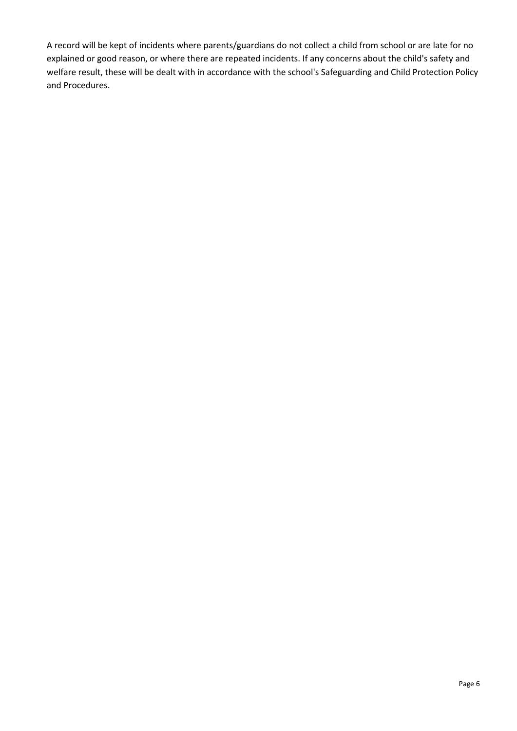A record will be kept of incidents where parents/guardians do not collect a child from school or are late for no explained or good reason, or where there are repeated incidents. If any concerns about the child's safety and welfare result, these will be dealt with in accordance with the school's Safeguarding and Child Protection Policy and Procedures.